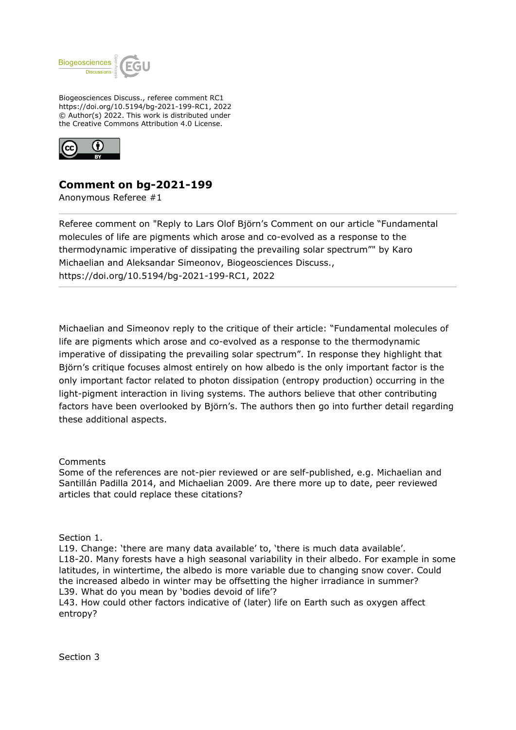Biogeosciences Discuss., referee comment RC1
https://doi.org/10.5194/bg-2021-199-RC1, 2022
© Author(s) 2022. This work is distributed under
the Creative Commons Attribution 4.0 License.

## Comment on bg-2021-199

Anonymous Referee #1

---

Referee comment on "Reply to Lars Olof Björn's Comment on our article "Fundamental molecules of life are pigments which arose and co-evolved as a response to the thermodynamic imperative of dissipating the prevailing solar spectrum"" by Karo Michaelian and Aleksandar Simeonov, Biogeosciences Discuss., https://doi.org/10.5194/bg-2021-199-RC1, 2022

---

Michaelian and Simeonov reply to the critique of their article: "Fundamental molecules of life are pigments which arose and co-evolved as a response to the thermodynamic imperative of dissipating the prevailing solar spectrum". In response they highlight that Björn's critique focuses almost entirely on how albedo is the only important factor is the only important factor related to photon dissipation (entropy production) occurring in the light-pigment interaction in living systems. The authors believe that other contributing factors have been overlooked by Björn's. The authors then go into further detail regarding these additional aspects.

Comments

Some of the references are not-pier reviewed or are self-published, e.g. Michaelian and Santillán Padilla 2014, and Michaelian 2009. Are there more up to date, peer reviewed articles that could replace these citations?

Section 1.

L19. Change: 'there are many data available' to, 'there is much data available'.

L18-20. Many forests have a high seasonal variability in their albedo. For example in some latitudes, in wintertime, the albedo is more variable due to changing snow cover. Could the increased albedo in winter may be offsetting the higher irradiance in summer?

L39. What do you mean by 'bodies devoid of life'?

L43. How could other factors indicative of (later) life on Earth such as oxygen affect entropy?

Section 3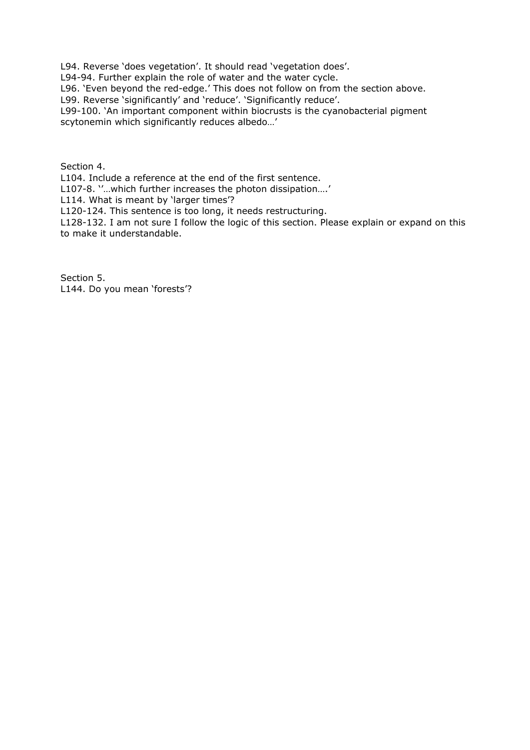L94. Reverse 'does vegetation'. It should read 'vegetation does'.
L94-94. Further explain the role of water and the water cycle.
L96. 'Even beyond the red-edge.' This does not follow on from the section above.
L99. Reverse 'significantly' and 'reduce'. 'Significantly reduce'.
L99-100. 'An important component within biocrusts is the cyanobacterial pigment scytonemin which significantly reduces albedo…'

Section 4.
L104. Include a reference at the end of the first sentence.
L107-8. ''…which further increases the photon dissipation….'
L114. What is meant by 'larger times'?
L120-124. This sentence is too long, it needs restructuring.
L128-132. I am not sure I follow the logic of this section. Please explain or expand on this to make it understandable.

Section 5.
L144. Do you mean 'forests'?